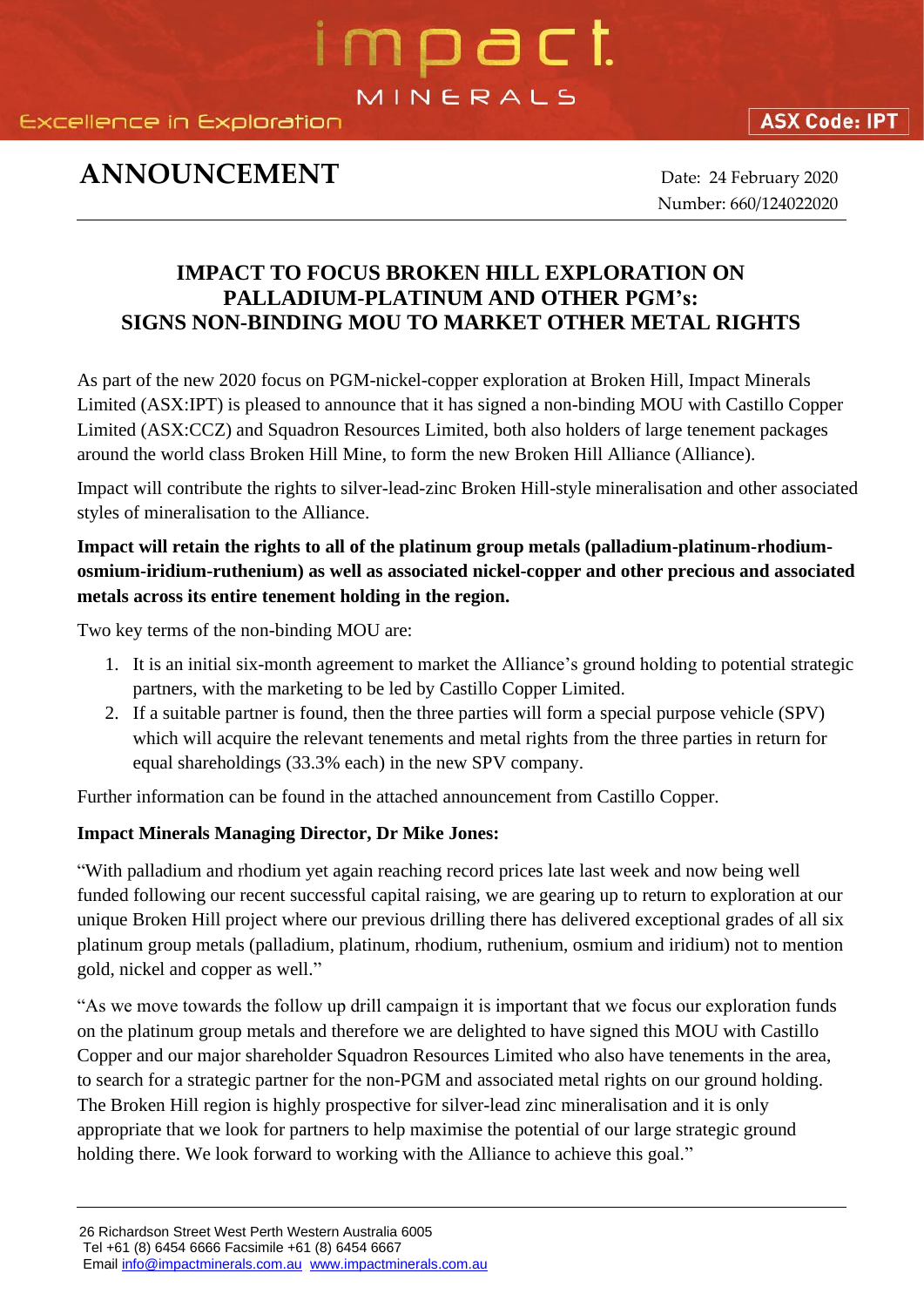# ANNOUNCEMENT

Date: 24 February 2020
Number: 660/124022020

## IMPACT TO FOCUS BROKEN HILL EXPLORATION ON PALLADIUM-PLATINUM AND OTHER PGM's: SIGNS NON-BINDING MOU TO MARKET OTHER METAL RIGHTS

As part of the new 2020 focus on PGM-nickel-copper exploration at Broken Hill, Impact Minerals Limited (ASX:IPT) is pleased to announce that it has signed a non-binding MOU with Castillo Copper Limited (ASX:CCZ) and Squadron Resources Limited, both also holders of large tenement packages around the world class Broken Hill Mine, to form the new Broken Hill Alliance (Alliance).

Impact will contribute the rights to silver-lead-zinc Broken Hill-style mineralisation and other associated styles of mineralisation to the Alliance.

**Impact will retain the rights to all of the platinum group metals (palladium-platinum-rhodium-osmium-iridium-ruthenium) as well as associated nickel-copper and other precious and associated metals across its entire tenement holding in the region.**

Two key terms of the non-binding MOU are:

1. It is an initial six-month agreement to market the Alliance's ground holding to potential strategic partners, with the marketing to be led by Castillo Copper Limited.
2. If a suitable partner is found, then the three parties will form a special purpose vehicle (SPV) which will acquire the relevant tenements and metal rights from the three parties in return for equal shareholdings (33.3% each) in the new SPV company.

Further information can be found in the attached announcement from Castillo Copper.

**Impact Minerals Managing Director, Dr Mike Jones:**

"With palladium and rhodium yet again reaching record prices late last week and now being well funded following our recent successful capital raising, we are gearing up to return to exploration at our unique Broken Hill project where our previous drilling there has delivered exceptional grades of all six platinum group metals (palladium, platinum, rhodium, ruthenium, osmium and iridium) not to mention gold, nickel and copper as well."

"As we move towards the follow up drill campaign it is important that we focus our exploration funds on the platinum group metals and therefore we are delighted to have signed this MOU with Castillo Copper and our major shareholder Squadron Resources Limited who also have tenements in the area, to search for a strategic partner for the non-PGM and associated metal rights on our ground holding. The Broken Hill region is highly prospective for silver-lead zinc mineralisation and it is only appropriate that we look for partners to help maximise the potential of our large strategic ground holding there. We look forward to working with the Alliance to achieve this goal."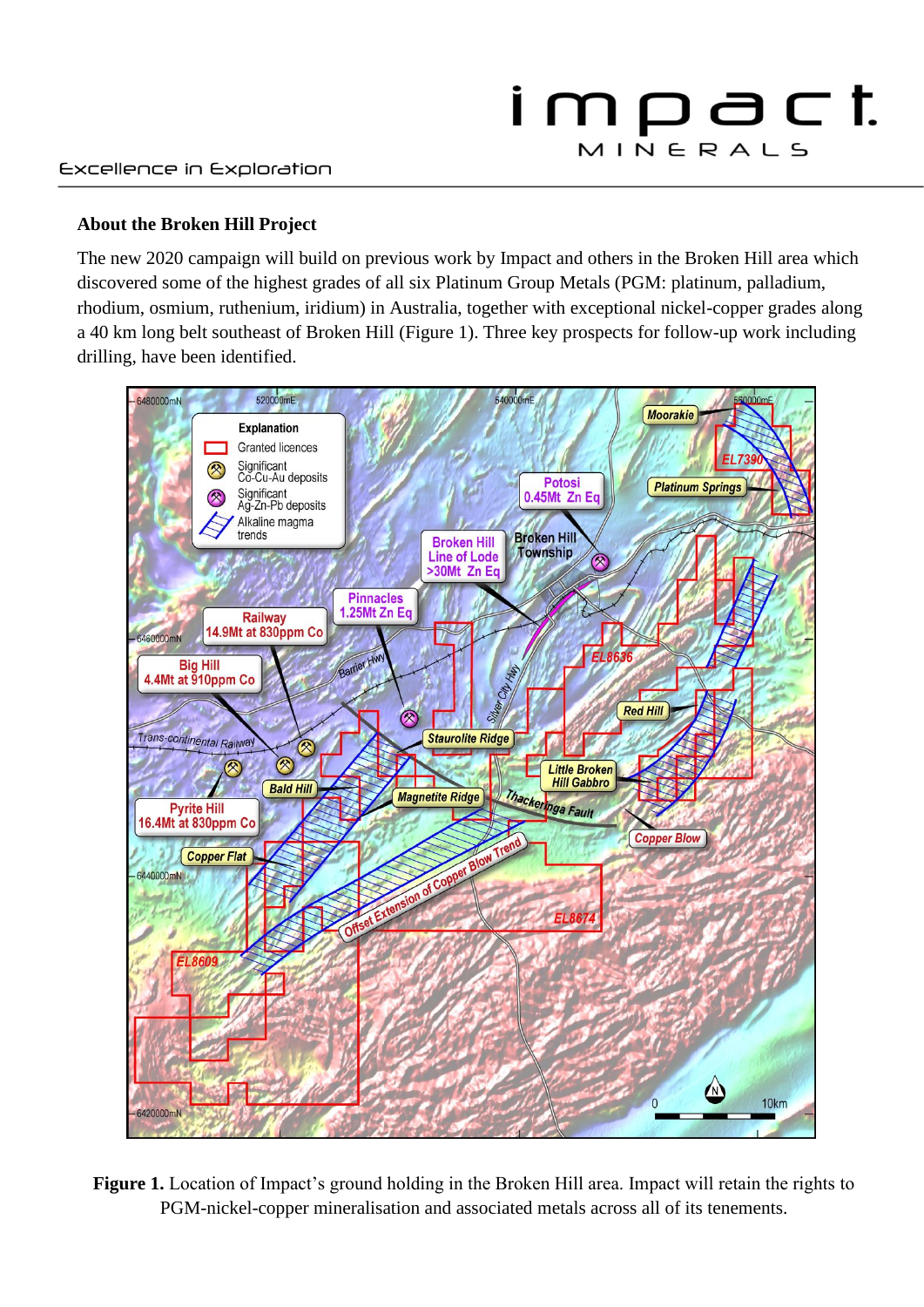## About the Broken Hill Project

The new 2020 campaign will build on previous work by Impact and others in the Broken Hill area which discovered some of the highest grades of all six Platinum Group Metals (PGM: platinum, palladium, rhodium, osmium, ruthenium, iridium) in Australia, together with exceptional nickel-copper grades along a 40 km long belt southeast of Broken Hill (Figure 1). Three key prospects for follow-up work including drilling, have been identified.

**Figure 1.** Location of Impact's ground holding in the Broken Hill area. Impact will retain the rights to PGM-nickel-copper mineralisation and associated metals across all of its tenements.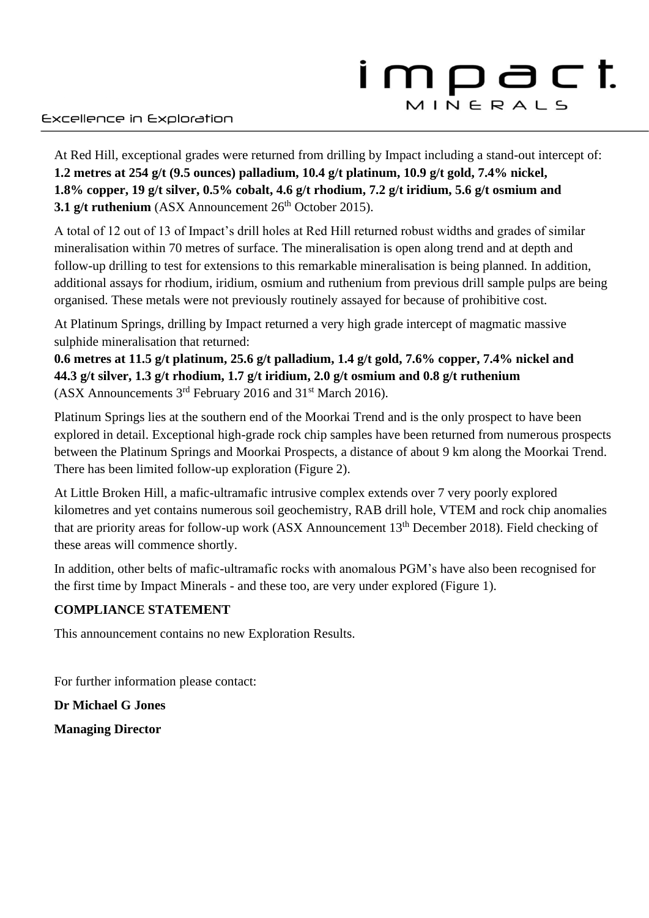At Red Hill, exceptional grades were returned from drilling by Impact including a stand-out intercept of: **1.2 metres at 254 g/t (9.5 ounces) palladium, 10.4 g/t platinum, 10.9 g/t gold, 7.4% nickel, 1.8% copper, 19 g/t silver, 0.5% cobalt, 4.6 g/t rhodium, 7.2 g/t iridium, 5.6 g/t osmium and 3.1 g/t ruthenium** (ASX Announcement 26th October 2015).

A total of 12 out of 13 of Impact's drill holes at Red Hill returned robust widths and grades of similar mineralisation within 70 metres of surface. The mineralisation is open along trend and at depth and follow-up drilling to test for extensions to this remarkable mineralisation is being planned. In addition, additional assays for rhodium, iridium, osmium and ruthenium from previous drill sample pulps are being organised. These metals were not previously routinely assayed for because of prohibitive cost.

At Platinum Springs, drilling by Impact returned a very high grade intercept of magmatic massive sulphide mineralisation that returned:
**0.6 metres at 11.5 g/t platinum, 25.6 g/t palladium, 1.4 g/t gold, 7.6% copper, 7.4% nickel and 44.3 g/t silver, 1.3 g/t rhodium, 1.7 g/t iridium, 2.0 g/t osmium and 0.8 g/t ruthenium**
(ASX Announcements 3rd February 2016 and 31st March 2016).

Platinum Springs lies at the southern end of the Moorkai Trend and is the only prospect to have been explored in detail. Exceptional high-grade rock chip samples have been returned from numerous prospects between the Platinum Springs and Moorkai Prospects, a distance of about 9 km along the Moorkai Trend. There has been limited follow-up exploration (Figure 2).

At Little Broken Hill, a mafic-ultramafic intrusive complex extends over 7 very poorly explored kilometres and yet contains numerous soil geochemistry, RAB drill hole, VTEM and rock chip anomalies that are priority areas for follow-up work (ASX Announcement 13th December 2018). Field checking of these areas will commence shortly.

In addition, other belts of mafic-ultramafic rocks with anomalous PGM's have also been recognised for the first time by Impact Minerals - and these too, are very under explored (Figure 1).

**COMPLIANCE STATEMENT**

This announcement contains no new Exploration Results.

For further information please contact:

**Dr Michael G Jones**

**Managing Director**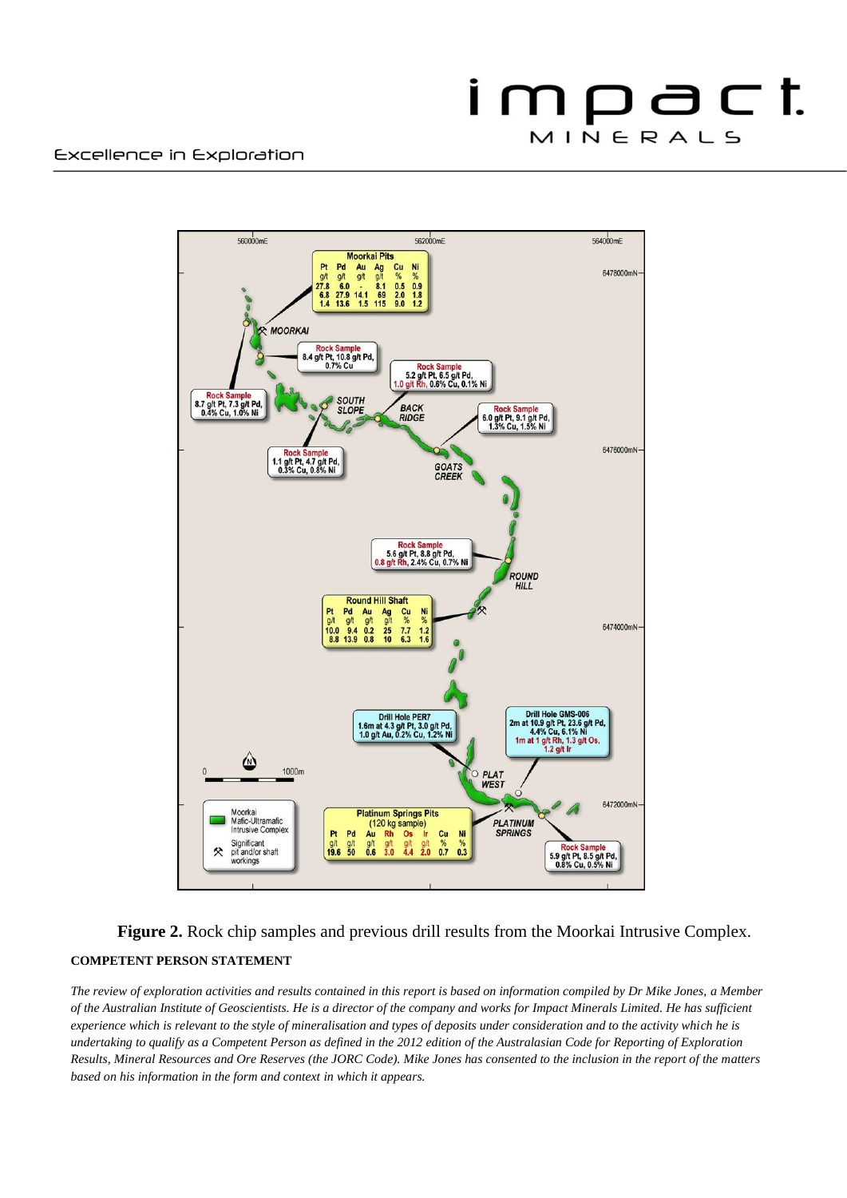560000mE
562000mE
564000mE
6478000mN
6476000mN
6474000mN
6472000mN

Moorkai Pits
Pt g/t Pd g/t Au g/t Ag g/t Cu % Ni %
27.8 6.0 - 8.1 0.5 0.9
6.8 27.9 14.1 69 2.0 1.8
1.4 13.6 1.5 115 9.0 1.2

MOORKAI

Rock Sample
8.4 g/t Pt, 10.8 g/t Pd, 0.7% Cu

Rock Sample
5.2 g/t Pt, 6.5 g/t Pd, 1.0 g/t Rh, 0.6% Cu, 0.1% Ni

Rock Sample
8.7 g/t Pt, 7.3 g/t Pd, 0.4% Cu, 1.0% Ni

SOUTH SLOPE

BACK RIDGE

Rock Sample
6.0 g/t Pt, 9.1 g/t Pd, 1.3% Cu, 1.5% Ni

Rock Sample
1.1 g/t Pt, 4.7 g/t Pd, 0.3% Cu, 0.8% Ni

GOATS CREEK

Rock Sample
5.6 g/t Pt, 8.8 g/t Pd, 0.8 g/t Rh, 2.4% Cu, 0.7% Ni

ROUND HILL

Round Hill Shaft
Pt g/t Pd g/t Au g/t Ag g/t Cu % Ni %
10.0 9.4 0.2 25 7.7 1.2
8.8 13.9 0.8 10 6.3 1.6

Drill Hole PER7
1.6m at 4.3 g/t Pt, 3.0 g/t Pd, 1.0 g/t Au, 0.2% Cu, 1.2% Ni

Drill Hole GMS-006
2m at 10.9 g/t Pt, 23.6 g/t Pd, 4.4% Cu, 6.1% Ni
1m at 1 g/t Rh, 1.3 g/t Os, 1.2 g/t Ir

0 1000m

PLAT WEST

Moorkai Mafic-Ultramafic Intrusive Complex

Significant pit and/or shaft workings

Platinum Springs Pits
(120 kg sample)
Pt g/t Pd g/t Au g/t Rh g/t Os g/t Ir g/t Cu % Ni %
19.6 50 0.6 3.0 4.4 2.0 0.7 0.3

PLATINUM SPRINGS

Rock Sample
5.9 g/t Pt, 8.5 g/t Pd, 0.8% Cu, 0.5% Ni

**Figure 2.** Rock chip samples and previous drill results from the Moorkai Intrusive Complex.

**COMPETENT PERSON STATEMENT**

*The review of exploration activities and results contained in this report is based on information compiled by Dr Mike Jones, a Member of the Australian Institute of Geoscientists. He is a director of the company and works for Impact Minerals Limited. He has sufficient experience which is relevant to the style of mineralisation and types of deposits under consideration and to the activity which he is undertaking to qualify as a Competent Person as defined in the 2012 edition of the Australasian Code for Reporting of Exploration Results, Mineral Resources and Ore Reserves (the JORC Code). Mike Jones has consented to the inclusion in the report of the matters based on his information in the form and context in which it appears.*